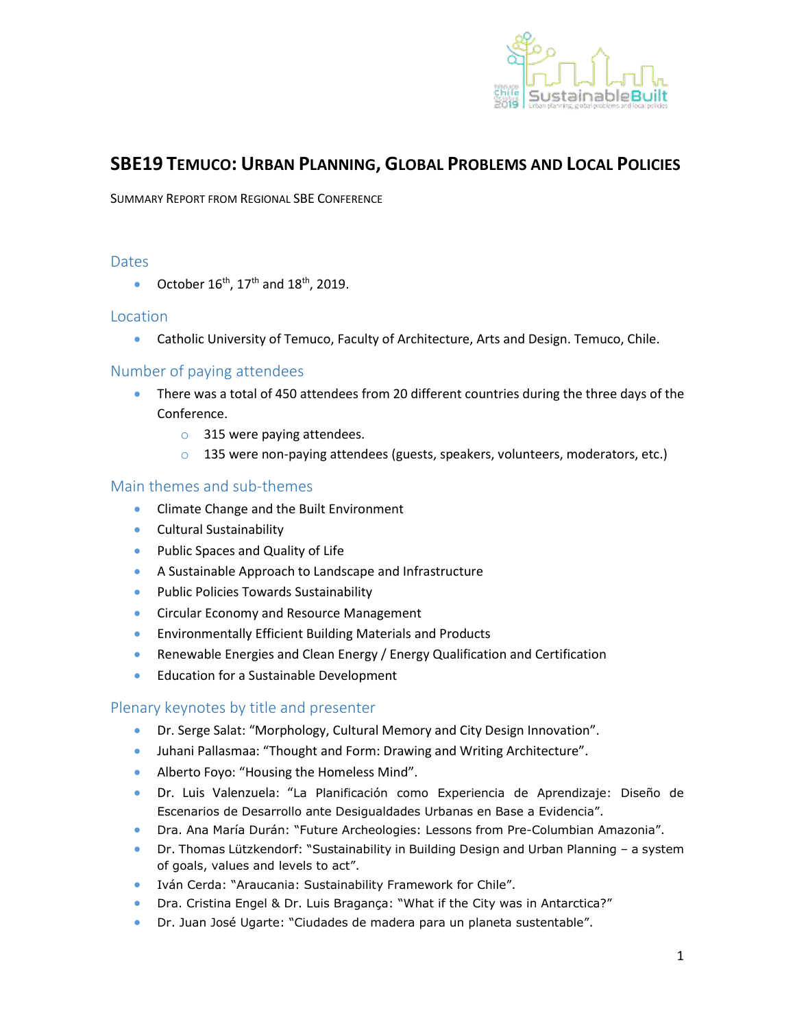# SBE19 Temuco: Urban Planning, Global Problems and Local Policies

Summary Report from Regional SBE Conference

## Dates

- October 16th, 17th and 18th, 2019.

## Location

- Catholic University of Temuco, Faculty of Architecture, Arts and Design. Temuco, Chile.

## Number of paying attendees

- There was a total of 450 attendees from 20 different countries during the three days of the Conference.
  - 315 were paying attendees.
  - 135 were non-paying attendees (guests, speakers, volunteers, moderators, etc.)

## Main themes and sub-themes

- Climate Change and the Built Environment
- Cultural Sustainability
- Public Spaces and Quality of Life
- A Sustainable Approach to Landscape and Infrastructure
- Public Policies Towards Sustainability
- Circular Economy and Resource Management
- Environmentally Efficient Building Materials and Products
- Renewable Energies and Clean Energy / Energy Qualification and Certification
- Education for a Sustainable Development

## Plenary keynotes by title and presenter

- Dr. Serge Salat: "Morphology, Cultural Memory and City Design Innovation".
- Juhani Pallasmaa: "Thought and Form: Drawing and Writing Architecture".
- Alberto Foyo: "Housing the Homeless Mind".
- Dr. Luis Valenzuela: "La Planificación como Experiencia de Aprendizaje: Diseño de Escenarios de Desarrollo ante Desigualdades Urbanas en Base a Evidencia".
- Dra. Ana María Durán: "Future Archeologies: Lessons from Pre-Columbian Amazonia".
- Dr. Thomas Lützkendorf: "Sustainability in Building Design and Urban Planning – a system of goals, values and levels to act".
- Iván Cerda: "Araucania: Sustainability Framework for Chile".
- Dra. Cristina Engel & Dr. Luis Bragança: "What if the City was in Antarctica?"
- Dr. Juan José Ugarte: "Ciudades de madera para un planeta sustentable".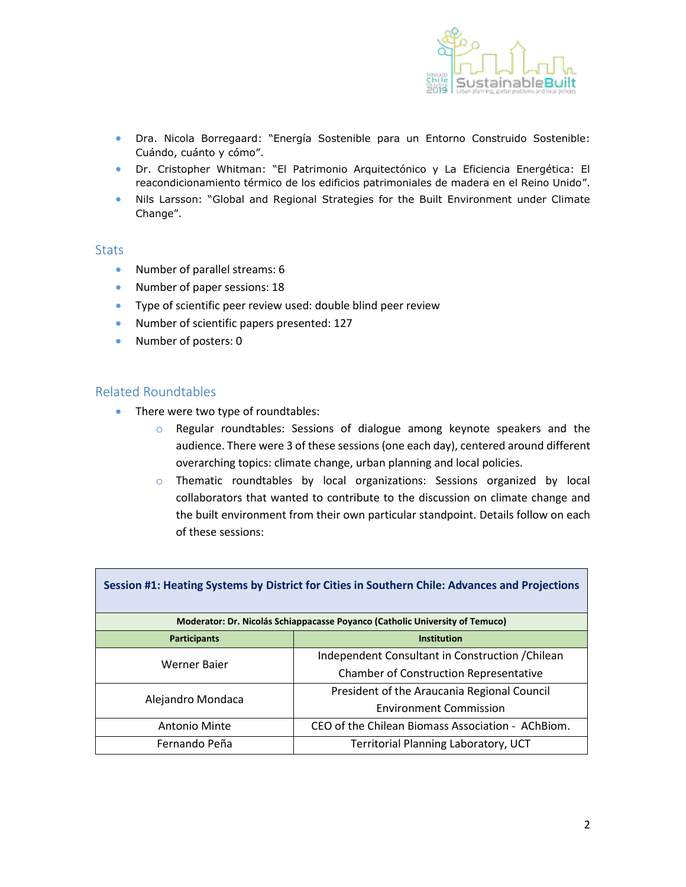- Dra. Nicola Borregaard: "Energía Sostenible para un Entorno Construido Sostenible: Cuándo, cuánto y cómo".
- Dr. Cristopher Whitman: "El Patrimonio Arquitectónico y La Eficiencia Energética: El reacondicionamiento térmico de los edificios patrimoniales de madera en el Reino Unido".
- Nils Larsson: "Global and Regional Strategies for the Built Environment under Climate Change".

## Stats

- Number of parallel streams: 6
- Number of paper sessions: 18
- Type of scientific peer review used: double blind peer review
- Number of scientific papers presented: 127
- Number of posters: 0

## Related Roundtables

- There were two type of roundtables:
  - Regular roundtables: Sessions of dialogue among keynote speakers and the audience. There were 3 of these sessions (one each day), centered around different overarching topics: climate change, urban planning and local policies.
  - Thematic roundtables by local organizations: Sessions organized by local collaborators that wanted to contribute to the discussion on climate change and the built environment from their own particular standpoint. Details follow on each of these sessions:

| **Session #1: Heating Systems by District for Cities in Southern Chile: Advances and Projections** | |
|---|---|
| **Moderator: Dr. Nicolás Schiappacasse Poyanco (Catholic University of Temuco)** | |
| **Participants** | **Institution** |
| Werner Baier | Independent Consultant in Construction /Chilean Chamber of Construction Representative |
| Alejandro Mondaca | President of the Araucania Regional Council Environment Commission |
| Antonio Minte | CEO of the Chilean Biomass Association - AChBiom. |
| Fernando Peña | Territorial Planning Laboratory, UCT |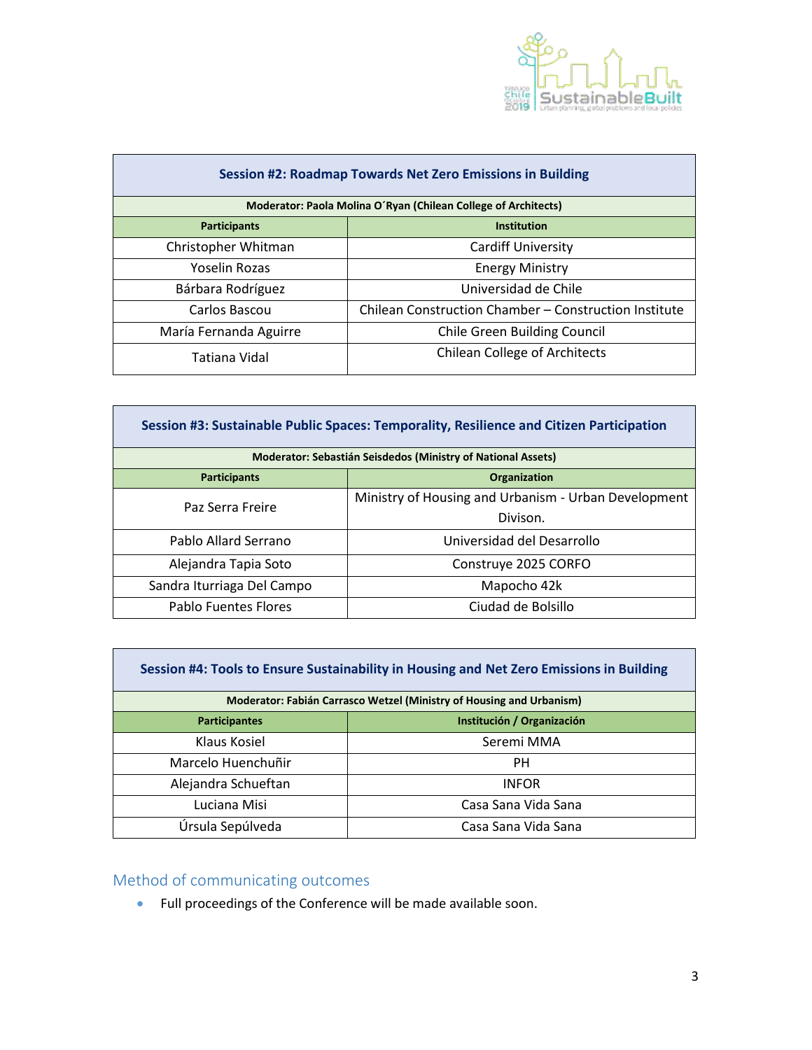| Session #2: Roadmap Towards Net Zero Emissions in Building | |
|---|---|
| **Moderator: Paola Molina O´Ryan (Chilean College of Architects)** | |
| **Participants** | **Institution** |
| Christopher Whitman | Cardiff University |
| Yoselin Rozas | Energy Ministry |
| Bárbara Rodríguez | Universidad de Chile |
| Carlos Bascou | Chilean Construction Chamber – Construction Institute |
| María Fernanda Aguirre | Chile Green Building Council |
| Tatiana Vidal | Chilean College of Architects |

| Session #3: Sustainable Public Spaces: Temporality, Resilience and Citizen Participation | |
|---|---|
| **Moderator: Sebastián Seisdedos (Ministry of National Assets)** | |
| **Participants** | **Organization** |
| Paz Serra Freire | Ministry of Housing and Urbanism - Urban Development Divison. |
| Pablo Allard Serrano | Universidad del Desarrollo |
| Alejandra Tapia Soto | Construye 2025 CORFO |
| Sandra Iturriaga Del Campo | Mapocho 42k |
| Pablo Fuentes Flores | Ciudad de Bolsillo |

| Session #4: Tools to Ensure Sustainability in Housing and Net Zero Emissions in Building | |
|---|---|
| **Moderator: Fabián Carrasco Wetzel (Ministry of Housing and Urbanism)** | |
| **Participantes** | **Institución / Organización** |
| Klaus Kosiel | Seremi MMA |
| Marcelo Huenchuñir | PH |
| Alejandra Schueftan | INFOR |
| Luciana Misi | Casa Sana Vida Sana |
| Úrsula Sepúlveda | Casa Sana Vida Sana |

## Method of communicating outcomes

- Full proceedings of the Conference will be made available soon.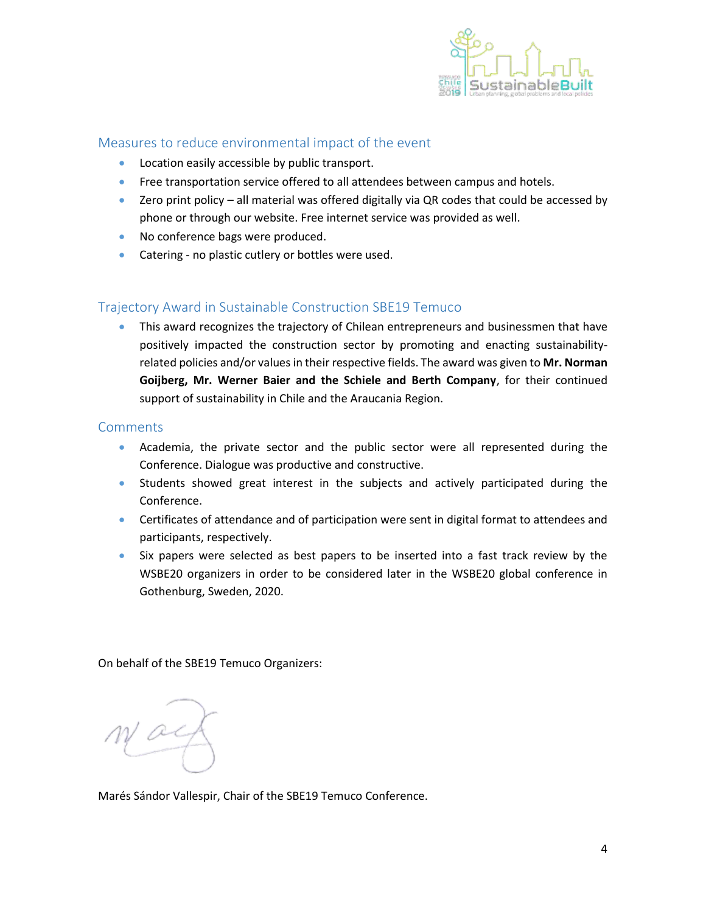## Measures to reduce environmental impact of the event

- Location easily accessible by public transport.
- Free transportation service offered to all attendees between campus and hotels.
- Zero print policy – all material was offered digitally via QR codes that could be accessed by phone or through our website. Free internet service was provided as well.
- No conference bags were produced.
- Catering - no plastic cutlery or bottles were used.

## Trajectory Award in Sustainable Construction SBE19 Temuco

- This award recognizes the trajectory of Chilean entrepreneurs and businessmen that have positively impacted the construction sector by promoting and enacting sustainability-related policies and/or values in their respective fields. The award was given to **Mr. Norman Goijberg, Mr. Werner Baier and the Schiele and Berth Company**, for their continued support of sustainability in Chile and the Araucania Region.

## Comments

- Academia, the private sector and the public sector were all represented during the Conference. Dialogue was productive and constructive.
- Students showed great interest in the subjects and actively participated during the Conference.
- Certificates of attendance and of participation were sent in digital format to attendees and participants, respectively.
- Six papers were selected as best papers to be inserted into a fast track review by the WSBE20 organizers in order to be considered later in the WSBE20 global conference in Gothenburg, Sweden, 2020.

On behalf of the SBE19 Temuco Organizers:

Marés Sándor Vallespir, Chair of the SBE19 Temuco Conference.